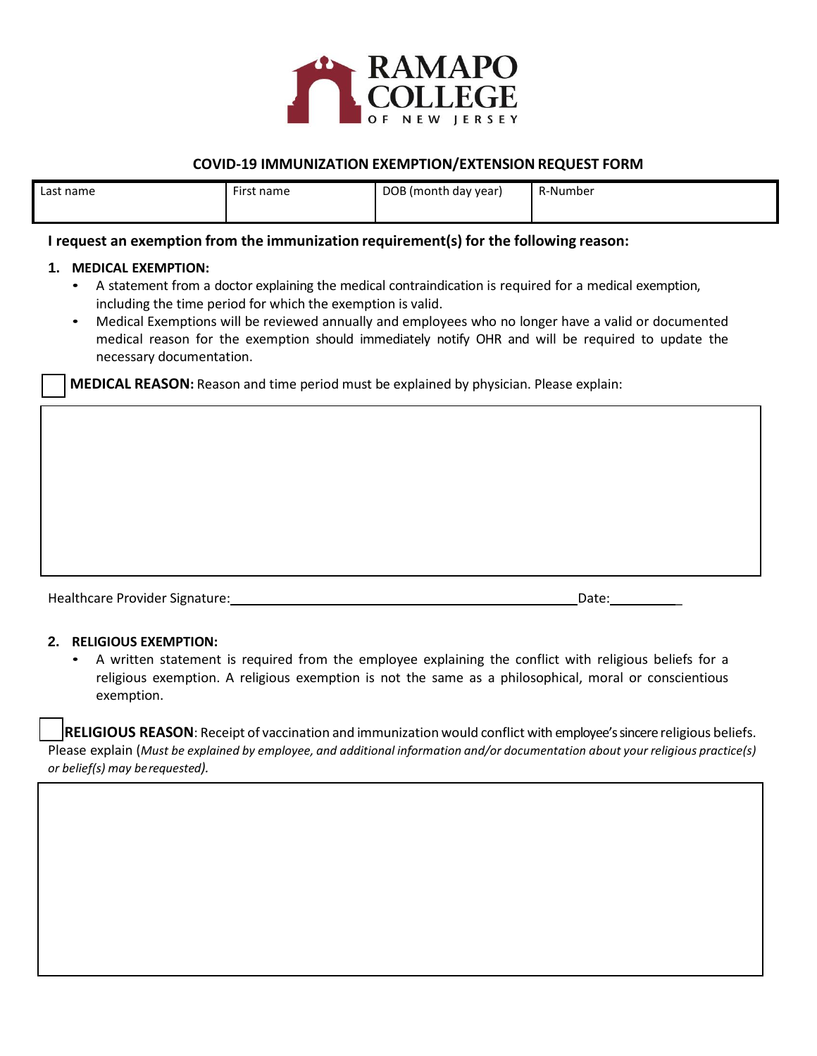RAMAPO COLLEGE OF NEW JERSEY

## COVID-19 IMMUNIZATION EXEMPTION/EXTENSION REQUEST FORM

| Last name | First name | DOB (month day year) | R-Number |
|---|---|---|---|
| | | | |

**I request an exemption from the immunization requirement(s) for the following reason:**

**1. MEDICAL EXEMPTION:**

- A statement from a doctor explaining the medical contraindication is required for a medical exemption, including the time period for which the exemption is valid.
- Medical Exemptions will be reviewed annually and employees who no longer have a valid or documented medical reason for the exemption should immediately notify OHR and will be required to update the necessary documentation.

☐ **MEDICAL REASON:** Reason and time period must be explained by physician. Please explain:

Healthcare Provider Signature:\_\_\_\_\_\_\_\_\_\_\_\_\_\_\_\_\_\_\_\_\_\_\_\_\_\_\_\_\_\_\_\_\_\_\_\_\_\_\_\_\_\_ Date:\_\_\_\_\_\_\_\_\_\_

**2. RELIGIOUS EXEMPTION:**

- A written statement is required from the employee explaining the conflict with religious beliefs for a religious exemption. A religious exemption is not the same as a philosophical, moral or conscientious exemption.

☐ **RELIGIOUS REASON**: Receipt of vaccination and immunization would conflict with employee's sincere religious beliefs. Please explain (*Must be explained by employee, and additional information and/or documentation about your religious practice(s) or belief(s) may be requested).*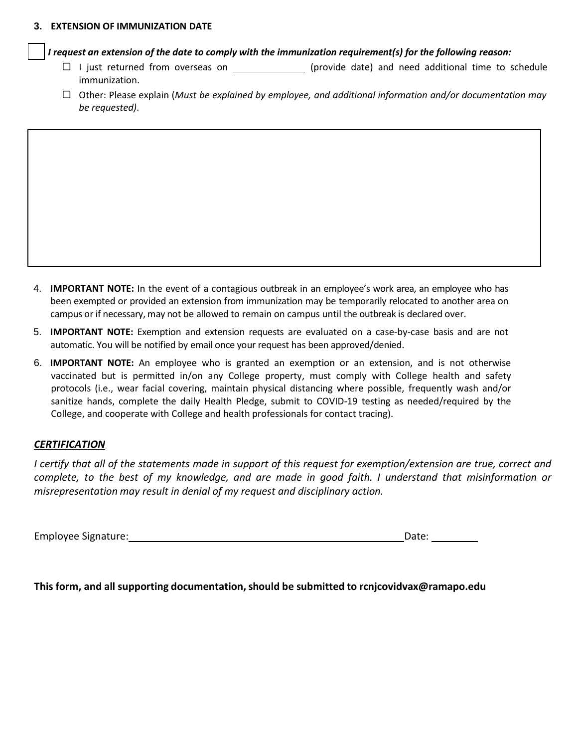**3. EXTENSION OF IMMUNIZATION DATE**

☐ ***I request an extension of the date to comply with the immunization requirement(s) for the following reason:***

- ☐ I just returned from overseas on ______________ (provide date) and need additional time to schedule immunization.
- ☐ Other: Please explain (*Must be explained by employee, and additional information and/or documentation may be requested).*

4. **IMPORTANT NOTE:** In the event of a contagious outbreak in an employee's work area, an employee who has been exempted or provided an extension from immunization may be temporarily relocated to another area on campus or if necessary, may not be allowed to remain on campus until the outbreak is declared over.
5. **IMPORTANT NOTE:** Exemption and extension requests are evaluated on a case-by-case basis and are not automatic. You will be notified by email once your request has been approved/denied.
6. **IMPORTANT NOTE:** An employee who is granted an exemption or an extension, and is not otherwise vaccinated but is permitted in/on any College property, must comply with College health and safety protocols (i.e., wear facial covering, maintain physical distancing where possible, frequently wash and/or sanitize hands, complete the daily Health Pledge, submit to COVID-19 testing as needed/required by the College, and cooperate with College and health professionals for contact tracing).

***CERTIFICATION***

*I certify that all of the statements made in support of this request for exemption/extension are true, correct and complete, to the best of my knowledge, and are made in good faith. I understand that misinformation or misrepresentation may result in denial of my request and disciplinary action.*

Employee Signature:______________________________________________ Date: ________

**This form, and all supporting documentation, should be submitted to rcnjcovidvax@ramapo.edu**